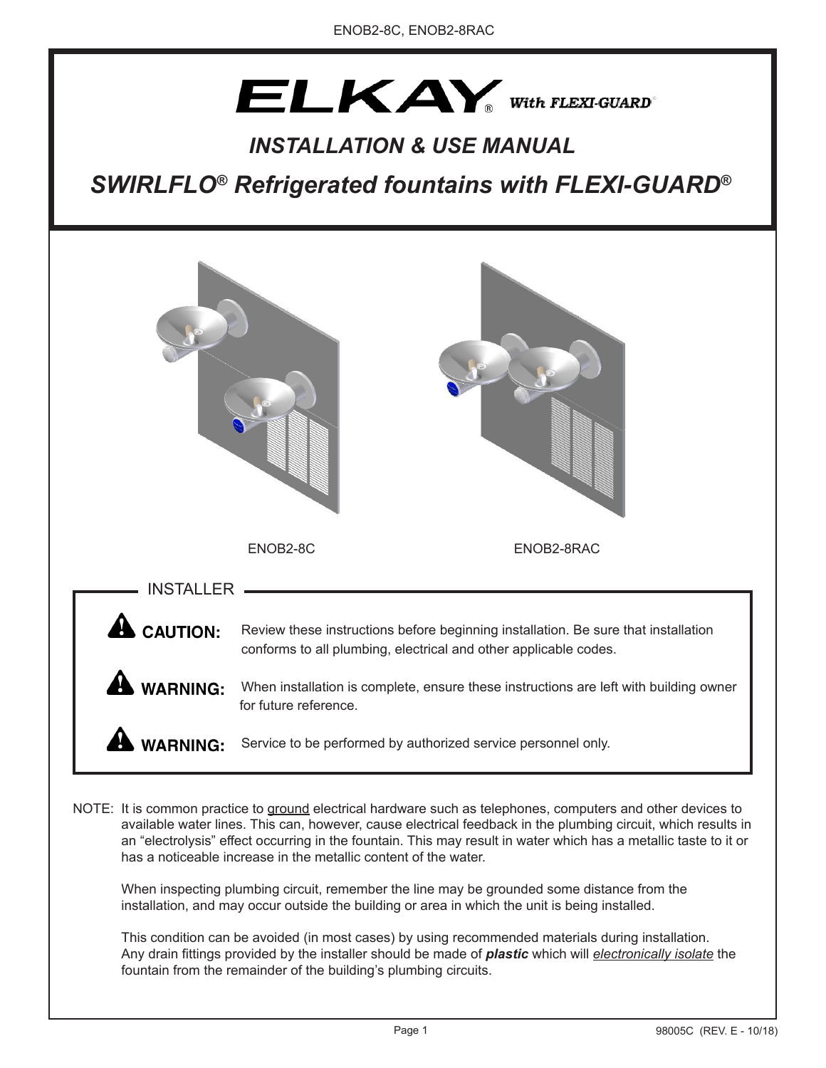ENOB2-8C, ENOB2-8RAC

# ELKAY® With FLEXI-GUARD®

## *INSTALLATION & USE MANUAL*

## *SWIRLFLO® Refrigerated fountains with FLEXI-GUARD®*

ENOB2-8C

ENOB2-8RAC

### INSTALLER

**CAUTION:** Review these instructions before beginning installation. Be sure that installation conforms to all plumbing, electrical and other applicable codes.

**WARNING:** When installation is complete, ensure these instructions are left with building owner for future reference.

**WARNING:** Service to be performed by authorized service personnel only.

NOTE: It is common practice to ground electrical hardware such as telephones, computers and other devices to available water lines. This can, however, cause electrical feedback in the plumbing circuit, which results in an "electrolysis" effect occurring in the fountain. This may result in water which has a metallic taste to it or has a noticeable increase in the metallic content of the water.

When inspecting plumbing circuit, remember the line may be grounded some distance from the installation, and may occur outside the building or area in which the unit is being installed.

This condition can be avoided (in most cases) by using recommended materials during installation. Any drain fittings provided by the installer should be made of ***plastic*** which will *electronically isolate* the fountain from the remainder of the building's plumbing circuits.

98005C (REV. E - 10/18)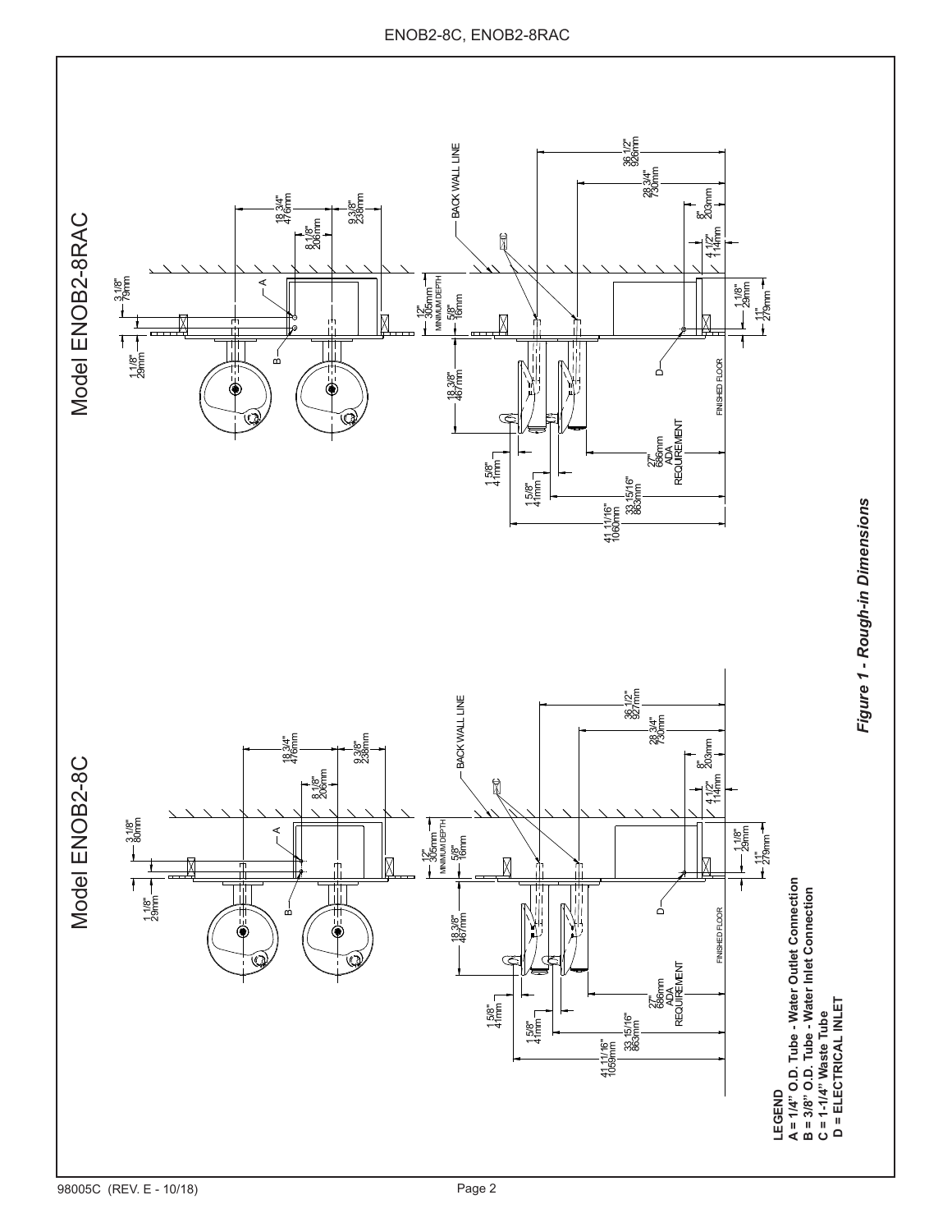## Model ENOB2-8C

3 1/8" 80mm

1 1/8" 29mm

18 3/4" 476mm

8 1/8" 206mm

9 3/8" 238mm

A

B

BACK WALL LINE

C

12" 305mm MINIMUM DEPTH

5/8" 16mm

18 3/8" 467mm

D

FINISHED FLOOR

36 1/2" 927mm

28 3/4" 730mm

8" 203mm

4 1/2" 114mm

1 1/8" 29mm

11" 279mm

1 5/8" 41mm

1 5/8" 41mm

27" 686mm ADA REQUIREMENT

33 15/16" 863mm

41 11/16" 1059mm

## Model ENOB2-8RAC

3 1/8" 79mm

1 1/8" 29mm

18 3/4" 476mm

8 1/8" 206mm

9 3/8" 238mm

A

B

BACK WALL LINE

C

12" 305mm MINIMUM DEPTH

5/8" 16mm

18 3/8" 467mm

D

FINISHED FLOOR

36 1/2" 926mm

28 3/4" 730mm

8" 203mm

4 1/2" 114mm

1 1/8" 29mm

11" 279mm

1 5/8" 41mm

1 5/8" 41mm

27" 686mm ADA REQUIREMENT

33 15/16" 863mm

41 11/16" 1060mm

**LEGEND**
**A = 1/4" O.D. Tube - Water Outlet Connection**
**B = 3/8" O.D. Tube - Water Inlet Connection**
**C = 1-1/4" Waste Tube**
**D = ELECTRICAL INLET**

***Figure 1 - Rough-in Dimensions***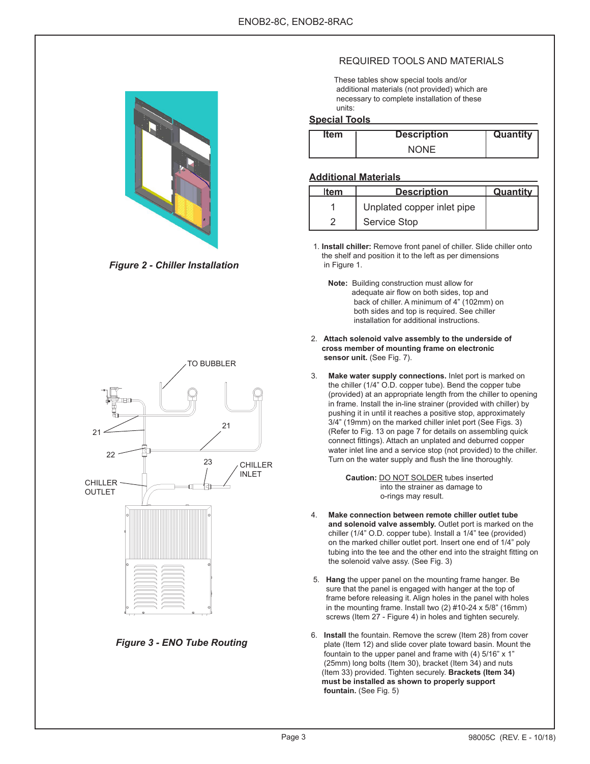*Figure 2 - Chiller Installation*

TO BUBBLER

21

21

22

23

CHILLER INLET

CHILLER OUTLET

*Figure 3 - ENO Tube Routing*

## REQUIRED TOOLS AND MATERIALS

These tables show special tools and/or additional materials (not provided) which are necessary to complete installation of these units:

### Special Tools

| Item | Description | Quantity |
|---|---|---|
| | NONE | |

### Additional Materials

| Item | Description | Quantity |
|---|---|---|
| 1 | Unplated copper inlet pipe | |
| 2 | Service Stop | |

1. **Install chiller:** Remove front panel of chiller. Slide chiller onto the shelf and position it to the left as per dimensions in Figure 1.

   **Note:** Building construction must allow for adequate air flow on both sides, top and back of chiller. A minimum of 4" (102mm) on both sides and top is required. See chiller installation for additional instructions.

2. **Attach solenoid valve assembly to the underside of cross member of mounting frame on electronic sensor unit.** (See Fig. 7).

3. **Make water supply connections.** Inlet port is marked on the chiller (1/4" O.D. copper tube). Bend the copper tube (provided) at an appropriate length from the chiller to opening in frame. Install the in-line strainer (provided with chiller) by pushing it in until it reaches a positive stop, approximately 3/4" (19mm) on the marked chiller inlet port (See Figs. 3) (Refer to Fig. 13 on page 7 for details on assembling quick connect fittings). Attach an unplated and deburred copper water inlet line and a service stop (not provided) to the chiller. Turn on the water supply and flush the line thoroughly.

   **Caution:** DO NOT SOLDER tubes inserted into the strainer as damage to o-rings may result.

4. **Make connection between remote chiller outlet tube and solenoid valve assembly.** Outlet port is marked on the chiller (1/4" O.D. copper tube). Install a 1/4" tee (provided) on the marked chiller outlet port. Insert one end of 1/4" poly tubing into the tee and the other end into the straight fitting on the solenoid valve assy. (See Fig. 3)

5. **Hang** the upper panel on the mounting frame hanger. Be sure that the panel is engaged with hanger at the top of frame before releasing it. Align holes in the panel with holes in the mounting frame. Install two (2) #10-24 x 5/8" (16mm) screws (Item 27 - Figure 4) in holes and tighten securely.

6. **Install** the fountain. Remove the screw (Item 28) from cover plate (Item 12) and slide cover plate toward basin. Mount the fountain to the upper panel and frame with (4) 5/16" x 1" (25mm) long bolts (Item 30), bracket (Item 34) and nuts (Item 33) provided. Tighten securely. **Brackets (Item 34) must be installed as shown to properly support fountain.** (See Fig. 5)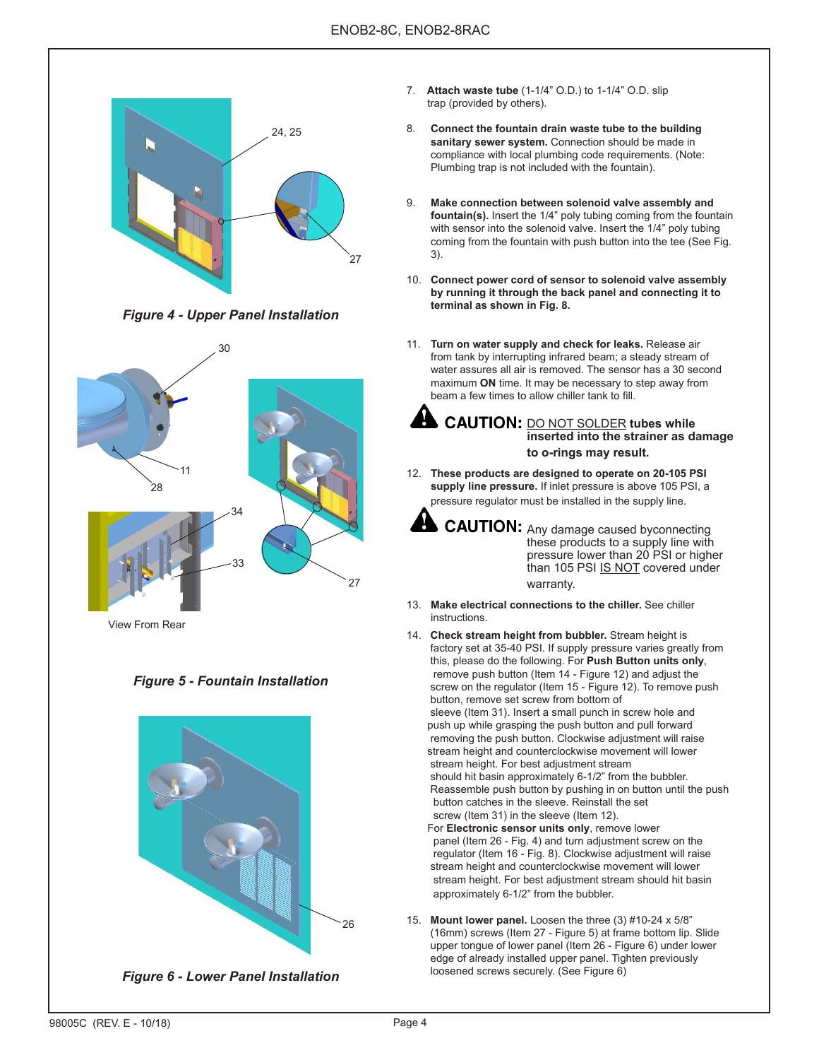*Figure 4 - Upper Panel Installation*

View From Rear

*Figure 5 - Fountain Installation*

*Figure 6 - Lower Panel Installation*

7. **Attach waste tube** (1-1/4" O.D.) to 1-1/4" O.D. slip trap (provided by others).

8. **Connect the fountain drain waste tube to the building sanitary sewer system.** Connection should be made in compliance with local plumbing code requirements. (Note: Plumbing trap is not included with the fountain).

9. **Make connection between solenoid valve assembly and fountain(s).** Insert the 1/4" poly tubing coming from the fountain with sensor into the solenoid valve. Insert the 1/4" poly tubing coming from the fountain with push button into the tee (See Fig. 3).

10. **Connect power cord of sensor to solenoid valve assembly by running it through the back panel and connecting it to terminal as shown in Fig. 8.**

11. **Turn on water supply and check for leaks.** Release air from tank by interrupting infrared beam; a steady stream of water assures all air is removed. The sensor has a 30 second maximum **ON** time. It may be necessary to step away from beam a few times to allow chiller tank to fill.

**CAUTION:** DO NOT SOLDER **tubes while inserted into the strainer as damage to o-rings may result.**

12. **These products are designed to operate on 20-105 PSI supply line pressure.** If inlet pressure is above 105 PSI, a pressure regulator must be installed in the supply line.

**CAUTION:** Any damage caused byconnecting these products to a supply line with pressure lower than 20 PSI or higher than 105 PSI IS NOT covered under warranty.

13. **Make electrical connections to the chiller.** See chiller instructions.

14. **Check stream height from bubbler.** Stream height is factory set at 35-40 PSI. If supply pressure varies greatly from this, please do the following. For **Push Button units only**, remove push button (Item 14 - Figure 12) and adjust the screw on the regulator (Item 15 - Figure 12). To remove push button, remove set screw from bottom of sleeve (Item 31). Insert a small punch in screw hole and push up while grasping the push button and pull forward removing the push button. Clockwise adjustment will raise stream height and counterclockwise movement will lower stream height. For best adjustment stream should hit basin approximately 6-1/2" from the bubbler. Reassemble push button by pushing in on button until the push button catches in the sleeve. Reinstall the set screw (Item 31) in the sleeve (Item 12).
    For **Electronic sensor units only**, remove lower panel (Item 26 - Fig. 4) and turn adjustment screw on the regulator (Item 16 - Fig. 8). Clockwise adjustment will raise stream height and counterclockwise movement will lower stream height. For best adjustment stream should hit basin approximately 6-1/2" from the bubbler.

15. **Mount lower panel.** Loosen the three (3) #10-24 x 5/8" (16mm) screws (Item 27 - Figure 5) at frame bottom lip. Slide upper tongue of lower panel (Item 26 - Figure 6) under lower edge of already installed upper panel. Tighten previously loosened screws securely. (See Figure 6)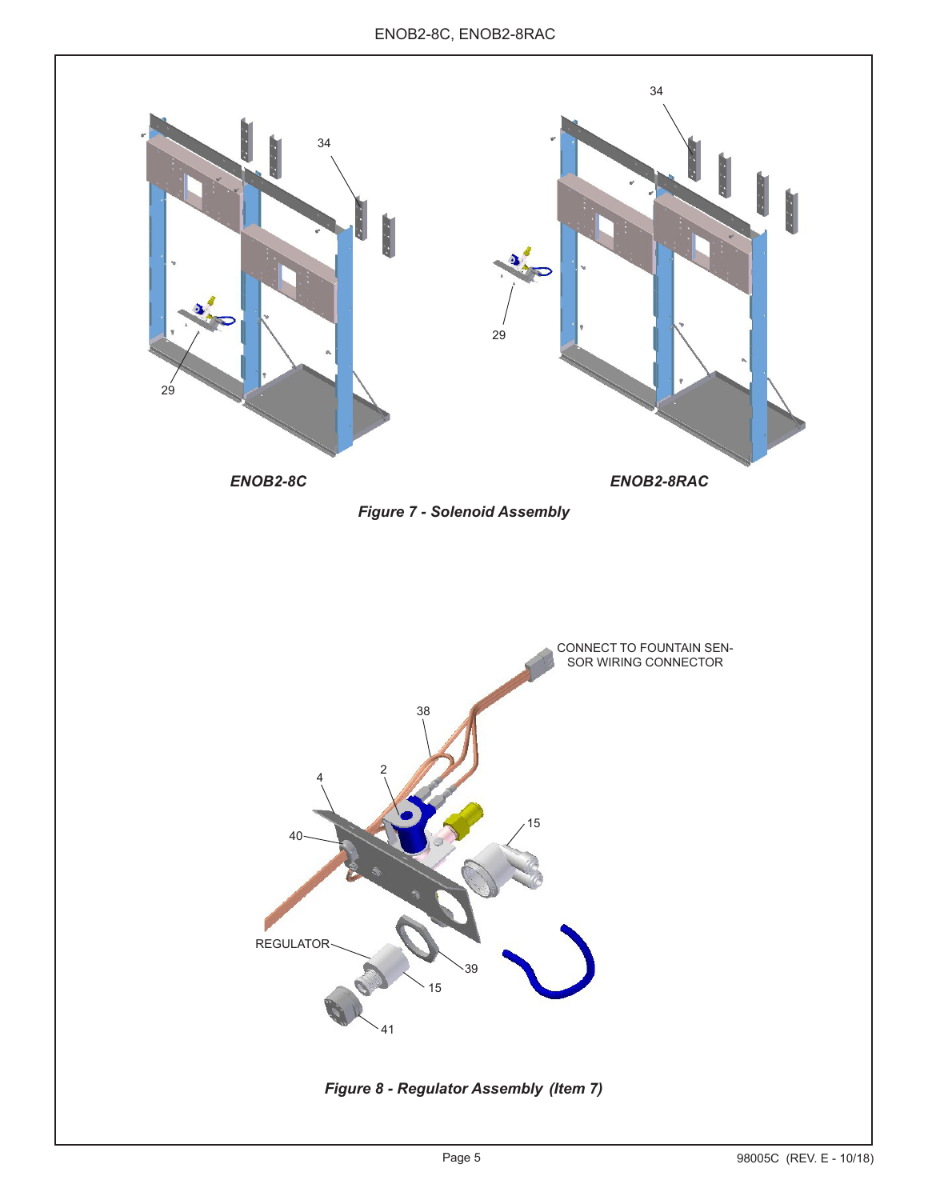34

34

29

29

*ENOB2-8C*

*ENOB2-8RAC*

***Figure 7 - Solenoid Assembly***

CONNECT TO FOUNTAIN SENSOR WIRING CONNECTOR

38

4

2

15

40

REGULATOR

39

15

41

***Figure 8 - Regulator Assembly (Item 7)***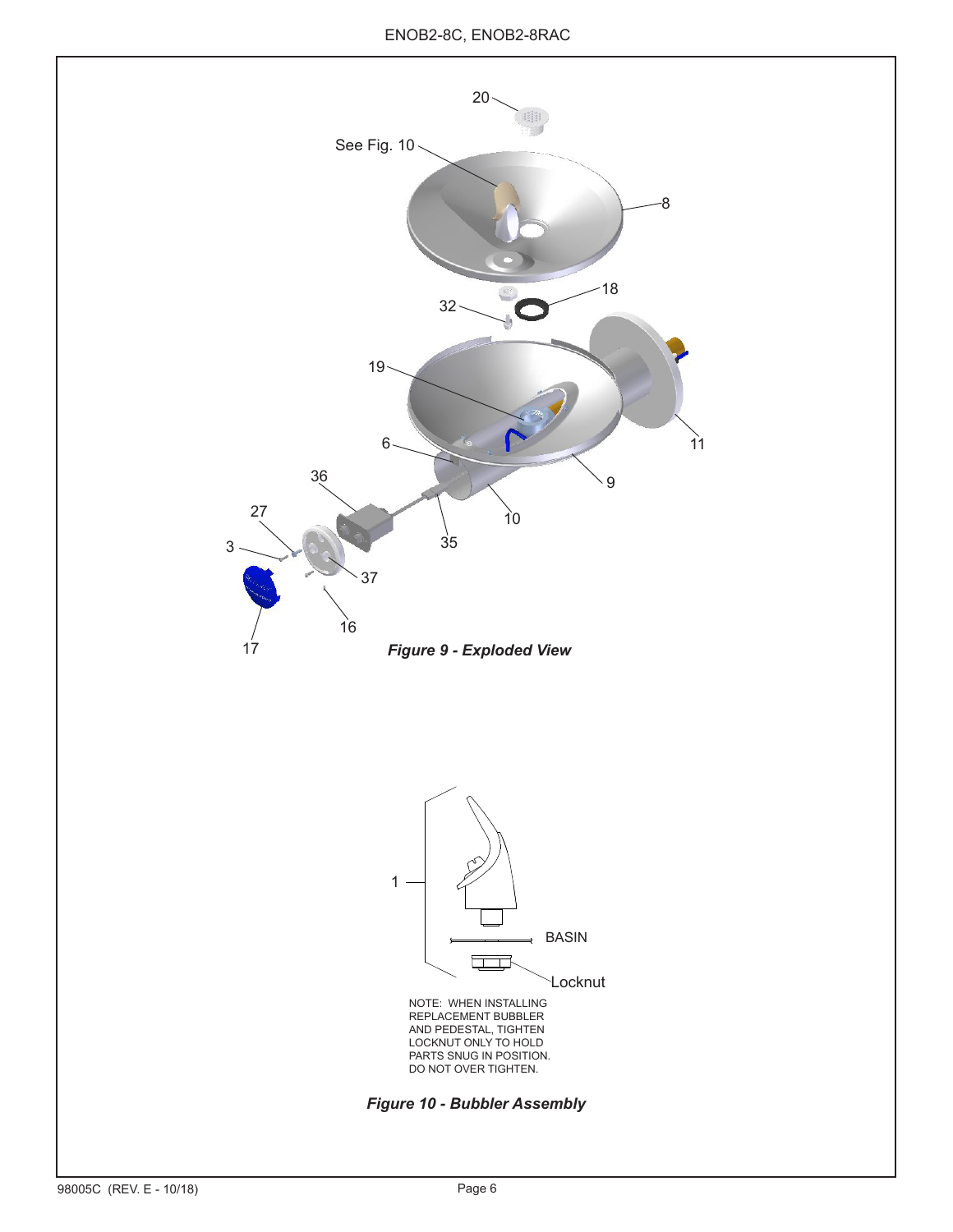*Figure 9 - Exploded View*

NOTE: WHEN INSTALLING REPLACEMENT BUBBLER AND PEDESTAL, TIGHTEN LOCKNUT ONLY TO HOLD PARTS SNUG IN POSITION. DO NOT OVER TIGHTEN.

*Figure 10 - Bubbler Assembly*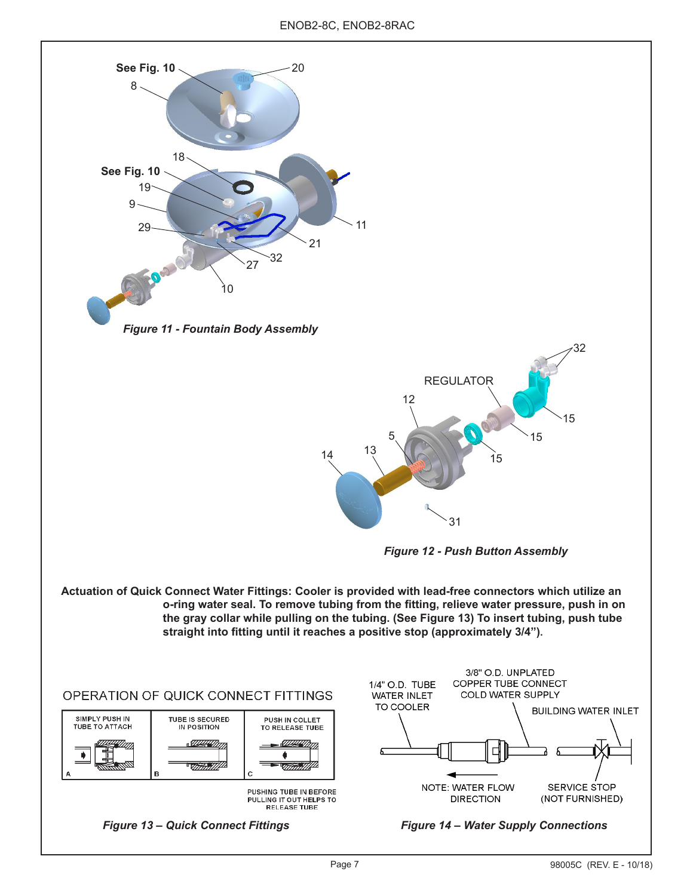*Figure 11 - Fountain Body Assembly*

*Figure 12 - Push Button Assembly*

**Actuation of Quick Connect Water Fittings: Cooler is provided with lead-free connectors which utilize an o-ring water seal. To remove tubing from the fitting, relieve water pressure, push in on the gray collar while pulling on the tubing. (See Figure 13) To insert tubing, push tube straight into fitting until it reaches a positive stop (approximately 3/4”).**

OPERATION OF QUICK CONNECT FITTINGS

| A | B | C |
|---|---|---|
| SIMPLY PUSH IN TUBE TO ATTACH | TUBE IS SECURED IN POSITION | PUSH IN COLLET TO RELEASE TUBE |

PUSHING TUBE IN BEFORE PULLING IT OUT HELPS TO RELEASE TUBE

*Figure 13 – Quick Connect Fittings*

1/4" O.D. TUBE WATER INLET TO COOLER

3/8" O.D. UNPLATED COPPER TUBE CONNECT COLD WATER SUPPLY

BUILDING WATER INLET

NOTE: WATER FLOW DIRECTION

SERVICE STOP (NOT FURNISHED)

*Figure 14 – Water Supply Connections*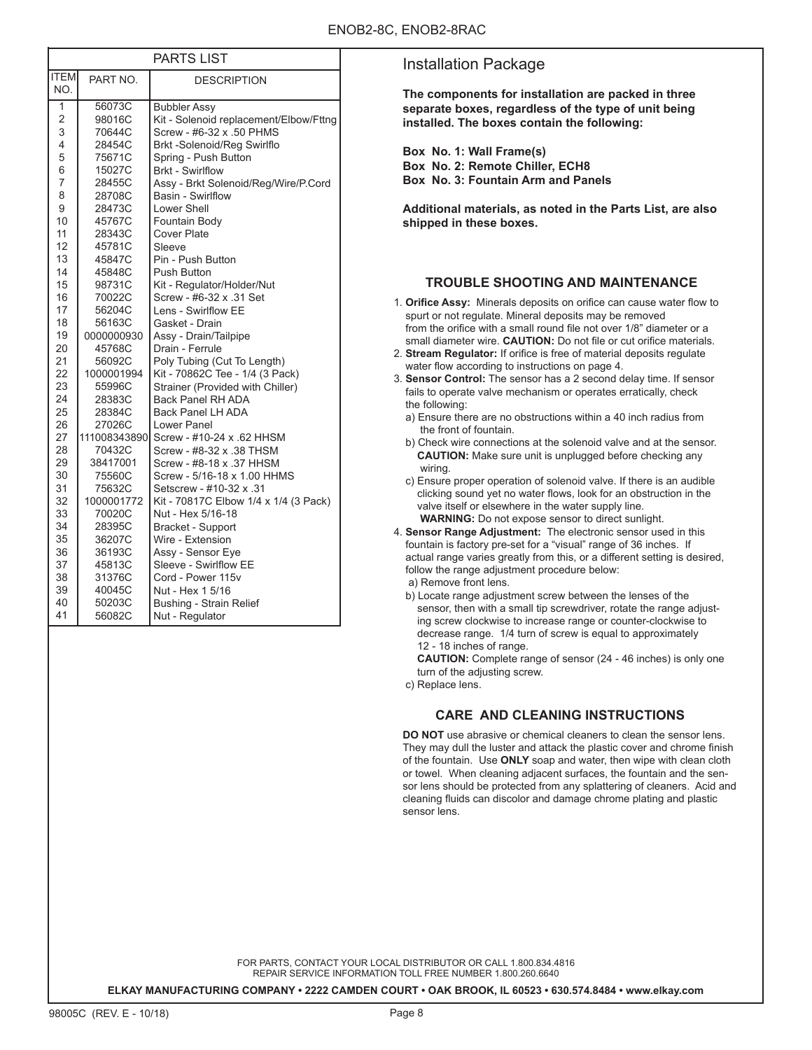| PARTS LIST | | |
|---|---|---|
| ITEM NO. | PART NO. | DESCRIPTION |
| 1 | 56073C | Bubbler Assy |
| 2 | 98016C | Kit - Solenoid replacement/Elbow/Fttng |
| 3 | 70644C | Screw - #6-32 x .50 PHMS |
| 4 | 28454C | Brkt -Solenoid/Reg Swirlflo |
| 5 | 75671C | Spring - Push Button |
| 6 | 15027C | Brkt - Swirlflow |
| 7 | 28455C | Assy - Brkt Solenoid/Reg/Wire/P.Cord |
| 8 | 28708C | Basin - Swirlflow |
| 9 | 28473C | Lower Shell |
| 10 | 45767C | Fountain Body |
| 11 | 28343C | Cover Plate |
| 12 | 45781C | Sleeve |
| 13 | 45847C | Pin - Push Button |
| 14 | 45848C | Push Button |
| 15 | 98731C | Kit - Regulator/Holder/Nut |
| 16 | 70022C | Screw - #6-32 x .31 Set |
| 17 | 56204C | Lens - Swirlflow EE |
| 18 | 56163C | Gasket - Drain |
| 19 | 0000000930 | Assy - Drain/Tailpipe |
| 20 | 45768C | Drain - Ferrule |
| 21 | 56092C | Poly Tubing (Cut To Length) |
| 22 | 1000001994 | Kit - 70862C Tee - 1/4 (3 Pack) |
| 23 | 55996C | Strainer (Provided with Chiller) |
| 24 | 28383C | Back Panel RH ADA |
| 25 | 28384C | Back Panel LH ADA |
| 26 | 27026C | Lower Panel |
| 27 | 111008343890 | Screw - #10-24 x .62 HHSM |
| 28 | 70432C | Screw - #8-32 x .38 THSM |
| 29 | 38417001 | Screw - #8-18 x .37 HHSM |
| 30 | 75560C | Screw - 5/16-18 x 1.00 HHMS |
| 31 | 75632C | Setscrew - #10-32 x .31 |
| 32 | 1000001772 | Kit - 70817C Elbow 1/4 x 1/4 (3 Pack) |
| 33 | 70020C | Nut - Hex 5/16-18 |
| 34 | 28395C | Bracket - Support |
| 35 | 36207C | Wire - Extension |
| 36 | 36193C | Assy - Sensor Eye |
| 37 | 45813C | Sleeve - Swirlflow EE |
| 38 | 31376C | Cord - Power 115v |
| 39 | 40045C | Nut - Hex 1 5/16 |
| 40 | 50203C | Bushing - Strain Relief |
| 41 | 56082C | Nut - Regulator |

## Installation Package

**The components for installation are packed in three separate boxes, regardless of the type of unit being installed. The boxes contain the following:**

**Box No. 1: Wall Frame(s)**
**Box No. 2: Remote Chiller, ECH8**
**Box No. 3: Fountain Arm and Panels**

**Additional materials, as noted in the Parts List, are also shipped in these boxes.**

### TROUBLE SHOOTING AND MAINTENANCE

1. **Orifice Assy:** Minerals deposits on orifice can cause water flow to spurt or not regulate. Mineral deposits may be removed from the orifice with a small round file not over 1/8" diameter or a small diameter wire. **CAUTION:** Do not file or cut orifice materials.
2. **Stream Regulator:** If orifice is free of material deposits regulate water flow according to instructions on page 4.
3. **Sensor Control:** The sensor has a 2 second delay time. If sensor fails to operate valve mechanism or operates erratically, check the following:
   a) Ensure there are no obstructions within a 40 inch radius from the front of fountain.
   b) Check wire connections at the solenoid valve and at the sensor. **CAUTION:** Make sure unit is unplugged before checking any wiring.
   c) Ensure proper operation of solenoid valve. If there is an audible clicking sound yet no water flows, look for an obstruction in the valve itself or elsewhere in the water supply line.
   **WARNING:** Do not expose sensor to direct sunlight.
4. **Sensor Range Adjustment:** The electronic sensor used in this fountain is factory pre-set for a "visual" range of 36 inches. If actual range varies greatly from this, or a different setting is desired, follow the range adjustment procedure below:
   a) Remove front lens.
   b) Locate range adjustment screw between the lenses of the sensor, then with a small tip screwdriver, rotate the range adjusting screw clockwise to increase range or counter-clockwise to decrease range. 1/4 turn of screw is equal to approximately 12 - 18 inches of range.
   **CAUTION:** Complete range of sensor (24 - 46 inches) is only one turn of the adjusting screw.
   c) Replace lens.

### CARE AND CLEANING INSTRUCTIONS

**DO NOT** use abrasive or chemical cleaners to clean the sensor lens. They may dull the luster and attack the plastic cover and chrome finish of the fountain. Use **ONLY** soap and water, then wipe with clean cloth or towel. When cleaning adjacent surfaces, the fountain and the sensor lens should be protected from any splattering of cleaners. Acid and cleaning fluids can discolor and damage chrome plating and plastic sensor lens.

FOR PARTS, CONTACT YOUR LOCAL DISTRIBUTOR OR CALL 1.800.834.4816
REPAIR SERVICE INFORMATION TOLL FREE NUMBER 1.800.260.6640

**ELKAY MANUFACTURING COMPANY • 2222 CAMDEN COURT • OAK BROOK, IL 60523 • 630.574.8484 • www.elkay.com**